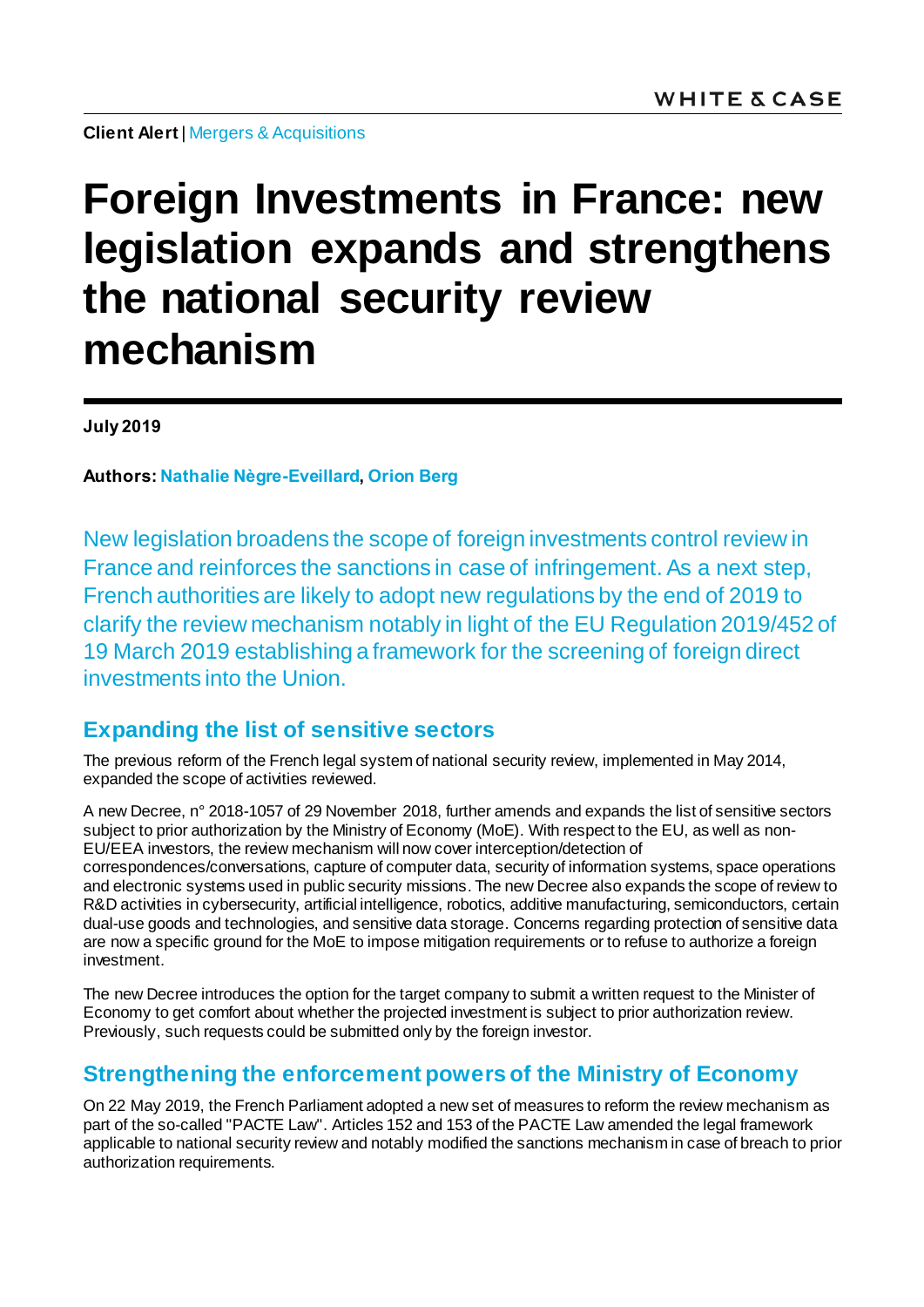**Client Alert** | Mergers & Acquisitions

# Foreign Investments in France: new legislation expands and strengthens the national security review mechanism

**July 2019**

**Authors: Nathalie Nègre-Eveillard, Orion Berg**

New legislation broadens the scope of foreign investments control review in France and reinforces the sanctions in case of infringement. As a next step, French authorities are likely to adopt new regulations by the end of 2019 to clarify the review mechanism notably in light of the EU Regulation 2019/452 of 19 March 2019 establishing a framework for the screening of foreign direct investments into the Union.

## Expanding the list of sensitive sectors

The previous reform of the French legal system of national security review, implemented in May 2014, expanded the scope of activities reviewed.

A new Decree, n° 2018-1057 of 29 November 2018, further amends and expands the list of sensitive sectors subject to prior authorization by the Ministry of Economy (MoE). With respect to the EU, as well as non-EU/EEA investors, the review mechanism will now cover interception/detection of correspondences/conversations, capture of computer data, security of information systems, space operations and electronic systems used in public security missions. The new Decree also expands the scope of review to R&D activities in cybersecurity, artificial intelligence, robotics, additive manufacturing, semiconductors, certain dual-use goods and technologies, and sensitive data storage. Concerns regarding protection of sensitive data are now a specific ground for the MoE to impose mitigation requirements or to refuse to authorize a foreign investment.

The new Decree introduces the option for the target company to submit a written request to the Minister of Economy to get comfort about whether the projected investment is subject to prior authorization review. Previously, such requests could be submitted only by the foreign investor.

## Strengthening the enforcement powers of the Ministry of Economy

On 22 May 2019, the French Parliament adopted a new set of measures to reform the review mechanism as part of the so-called "PACTE Law". Articles 152 and 153 of the PACTE Law amended the legal framework applicable to national security review and notably modified the sanctions mechanism in case of breach to prior authorization requirements.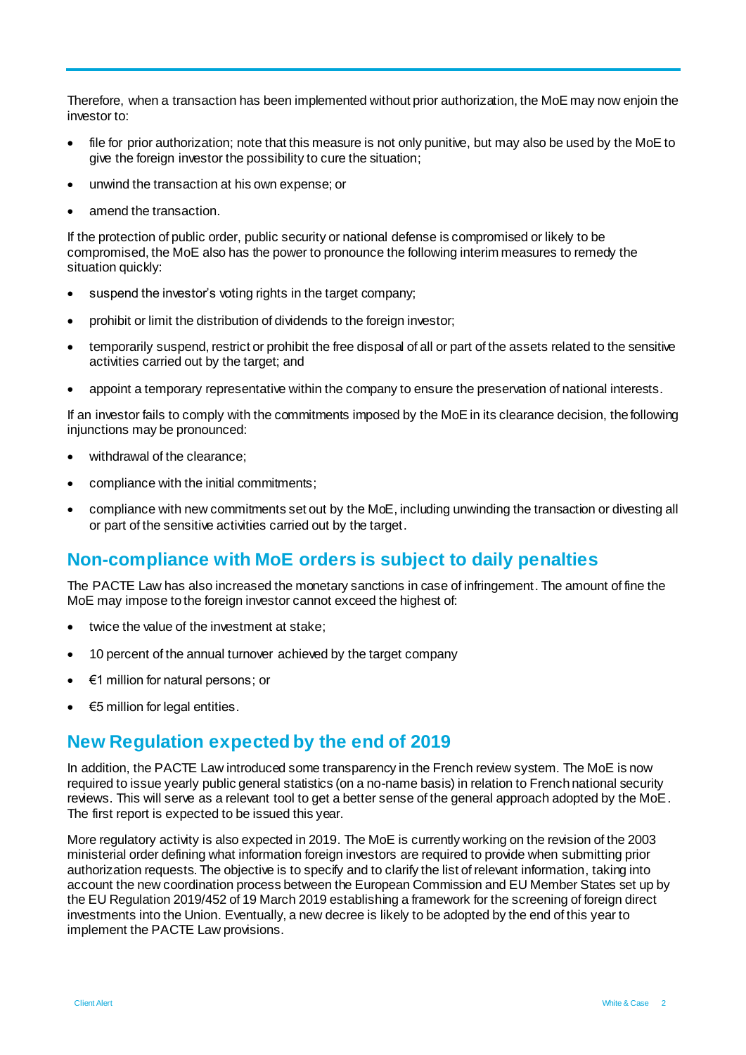Therefore, when a transaction has been implemented without prior authorization, the MoE may now enjoin the investor to:

- file for prior authorization; note that this measure is not only punitive, but may also be used by the MoE to give the foreign investor the possibility to cure the situation;
- unwind the transaction at his own expense; or
- amend the transaction.

If the protection of public order, public security or national defense is compromised or likely to be compromised, the MoE also has the power to pronounce the following interim measures to remedy the situation quickly:

- suspend the investor's voting rights in the target company;
- prohibit or limit the distribution of dividends to the foreign investor;
- temporarily suspend, restrict or prohibit the free disposal of all or part of the assets related to the sensitive activities carried out by the target; and
- appoint a temporary representative within the company to ensure the preservation of national interests.

If an investor fails to comply with the commitments imposed by the MoE in its clearance decision, the following injunctions may be pronounced:

- withdrawal of the clearance;
- compliance with the initial commitments;
- compliance with new commitments set out by the MoE, including unwinding the transaction or divesting all or part of the sensitive activities carried out by the target.

## Non-compliance with MoE orders is subject to daily penalties

The PACTE Law has also increased the monetary sanctions in case of infringement. The amount of fine the MoE may impose to the foreign investor cannot exceed the highest of:

- twice the value of the investment at stake;
- 10 percent of the annual turnover achieved by the target company
- €1 million for natural persons; or
- €5 million for legal entities.

## New Regulation expected by the end of 2019

In addition, the PACTE Law introduced some transparency in the French review system. The MoE is now required to issue yearly public general statistics (on a no-name basis) in relation to French national security reviews. This will serve as a relevant tool to get a better sense of the general approach adopted by the MoE. The first report is expected to be issued this year.

More regulatory activity is also expected in 2019. The MoE is currently working on the revision of the 2003 ministerial order defining what information foreign investors are required to provide when submitting prior authorization requests. The objective is to specify and to clarify the list of relevant information, taking into account the new coordination process between the European Commission and EU Member States set up by the EU Regulation 2019/452 of 19 March 2019 establishing a framework for the screening of foreign direct investments into the Union. Eventually, a new decree is likely to be adopted by the end of this year to implement the PACTE Law provisions.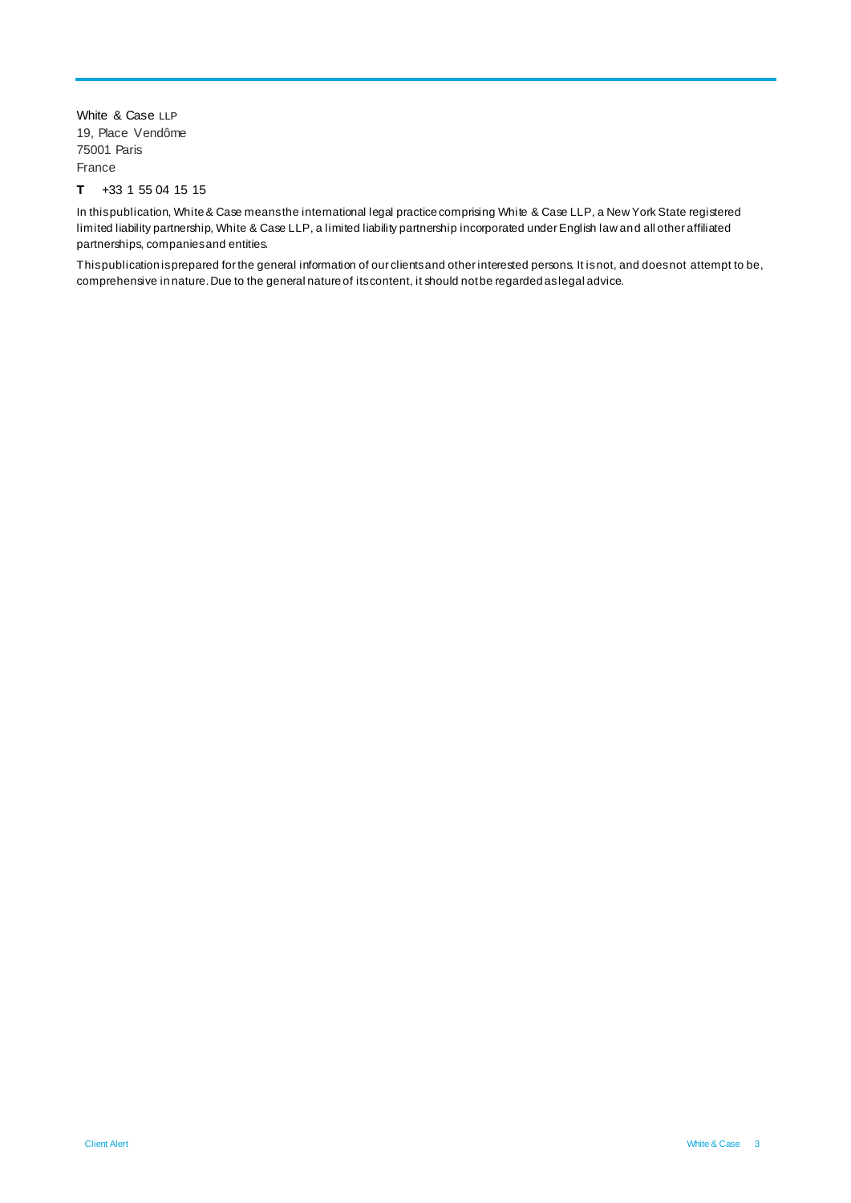White & Case LLP
19, Place Vendôme
75001 Paris
France

**T** +33 1 55 04 15 15

In this publication, White & Case means the international legal practice comprising White & Case LLP, a New York State registered limited liability partnership, White & Case LLP, a limited liability partnership incorporated under English law and all other affiliated partnerships, companies and entities.

This publication is prepared for the general information of our clients and other interested persons. It is not, and does not attempt to be, comprehensive in nature. Due to the general nature of its content, it should not be regarded as legal advice.